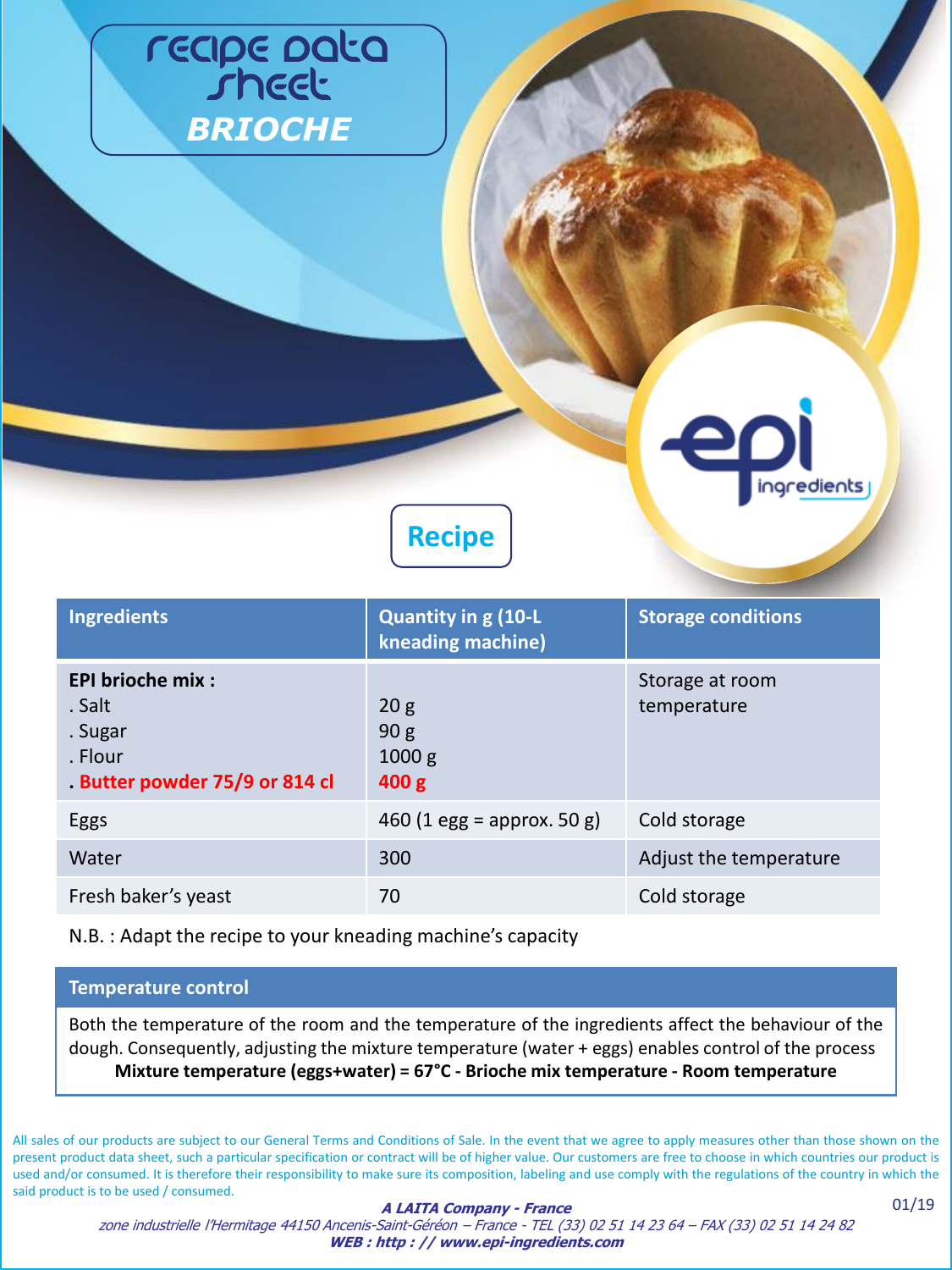# recipe data sheet

## BRIOCHE

## Recipe

| Ingredients | Quantity in g (10-L kneading machine) | Storage conditions |
|---|---|---|
| **EPI brioche mix :**<br>. Salt<br>. Sugar<br>. Flour<br>**. Butter powder 75/9 or 814 cl** | <br>20 g<br>90 g<br>1000 g<br>**400 g** | Storage at room temperature |
| Eggs | 460 (1 egg = approx. 50 g) | Cold storage |
| Water | 300 | Adjust the temperature |
| Fresh baker's yeast | 70 | Cold storage |

N.B. : Adapt the recipe to your kneading machine's capacity

### Temperature control

Both the temperature of the room and the temperature of the ingredients affect the behaviour of the dough. Consequently, adjusting the mixture temperature (water + eggs) enables control of the process

**Mixture temperature (eggs+water) = 67°C - Brioche mix temperature - Room temperature**

All sales of our products are subject to our General Terms and Conditions of Sale. In the event that we agree to apply measures other than those shown on the present product data sheet, such a particular specification or contract will be of higher value. Our customers are free to choose in which countries our product is used and/or consumed. It is therefore their responsibility to make sure its composition, labeling and use comply with the regulations of the country in which the said product is to be used / consumed.

***A LAITA Company - France***

*zone industrielle l'Hermitage 44150 Ancenis-Saint-Géréon – France - TEL (33) 02 51 14 23 64 – FAX (33) 02 51 14 24 82*

***WEB : http : // www.epi-ingredients.com***

01/19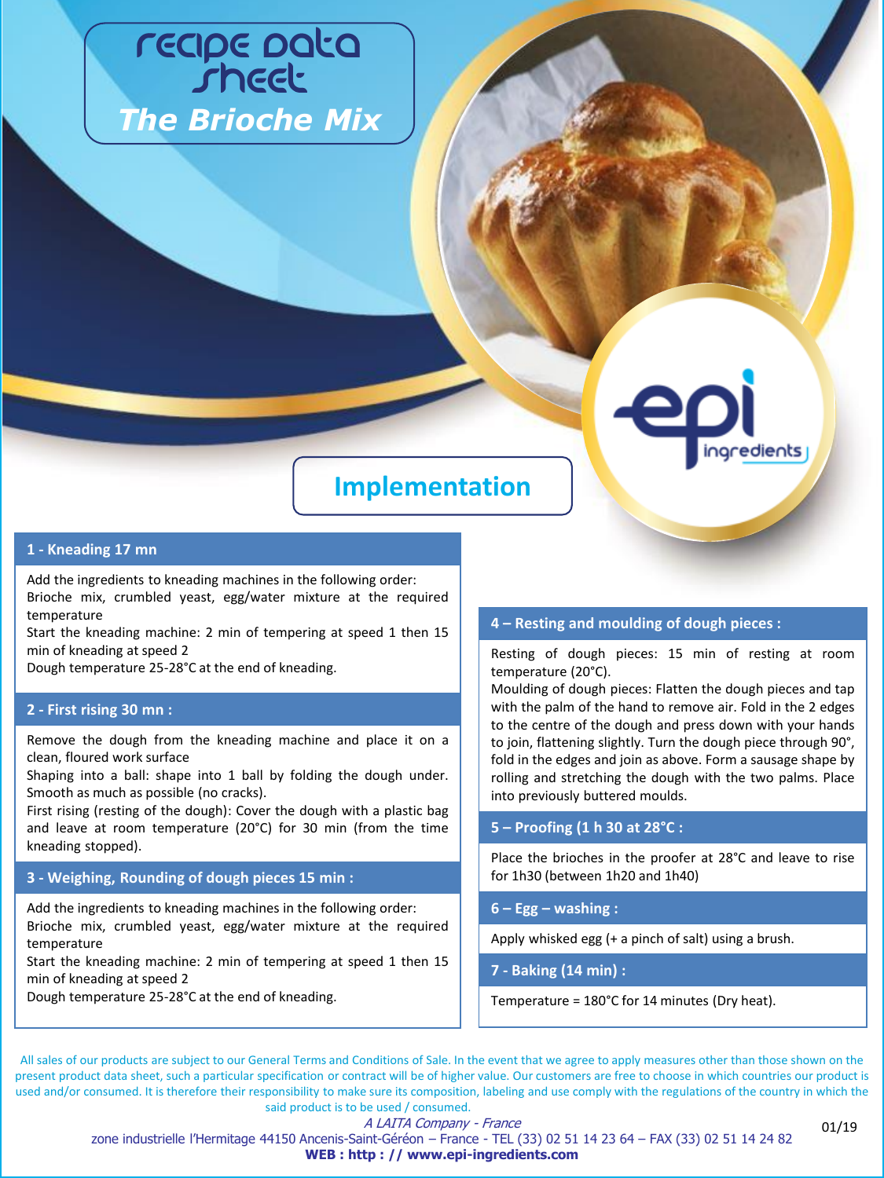# recipe data sheet

## *The Brioche Mix*

## Implementation

### 1 - Kneading 17 mn

Add the ingredients to kneading machines in the following order:
Brioche mix, crumbled yeast, egg/water mixture at the required temperature
Start the kneading machine: 2 min of tempering at speed 1 then 15 min of kneading at speed 2
Dough temperature 25-28°C at the end of kneading.

### 2 - First rising 30 mn :

Remove the dough from the kneading machine and place it on a clean, floured work surface
Shaping into a ball: shape into 1 ball by folding the dough under. Smooth as much as possible (no cracks).
First rising (resting of the dough): Cover the dough with a plastic bag and leave at room temperature (20°C) for 30 min (from the time kneading stopped).

### 3 - Weighing, Rounding of dough pieces 15 min :

Add the ingredients to kneading machines in the following order:
Brioche mix, crumbled yeast, egg/water mixture at the required temperature
Start the kneading machine: 2 min of tempering at speed 1 then 15 min of kneading at speed 2
Dough temperature 25-28°C at the end of kneading.

### 4 – Resting and moulding of dough pieces :

Resting of dough pieces: 15 min of resting at room temperature (20°C).
Moulding of dough pieces: Flatten the dough pieces and tap with the palm of the hand to remove air. Fold in the 2 edges to the centre of the dough and press down with your hands to join, flattening slightly. Turn the dough piece through 90°, fold in the edges and join as above. Form a sausage shape by rolling and stretching the dough with the two palms. Place into previously buttered moulds.

### 5 – Proofing (1 h 30 at 28°C :

Place the brioches in the proofer at 28°C and leave to rise for 1h30 (between 1h20 and 1h40)

### 6 – Egg – washing :

Apply whisked egg (+ a pinch of salt) using a brush.

### 7 - Baking (14 min) :

Temperature = 180°C for 14 minutes (Dry heat).

All sales of our products are subject to our General Terms and Conditions of Sale. In the event that we agree to apply measures other than those shown on the present product data sheet, such a particular specification or contract will be of higher value. Our customers are free to choose in which countries our product is used and/or consumed. It is therefore their responsibility to make sure its composition, labeling and use comply with the regulations of the country in which the said product is to be used / consumed.

*A LAITA Company - France*
zone industrielle l'Hermitage 44150 Ancenis-Saint-Géréon – France - TEL (33) 02 51 14 23 64 – FAX (33) 02 51 14 24 82
**WEB : http : // www.epi-ingredients.com**

01/19